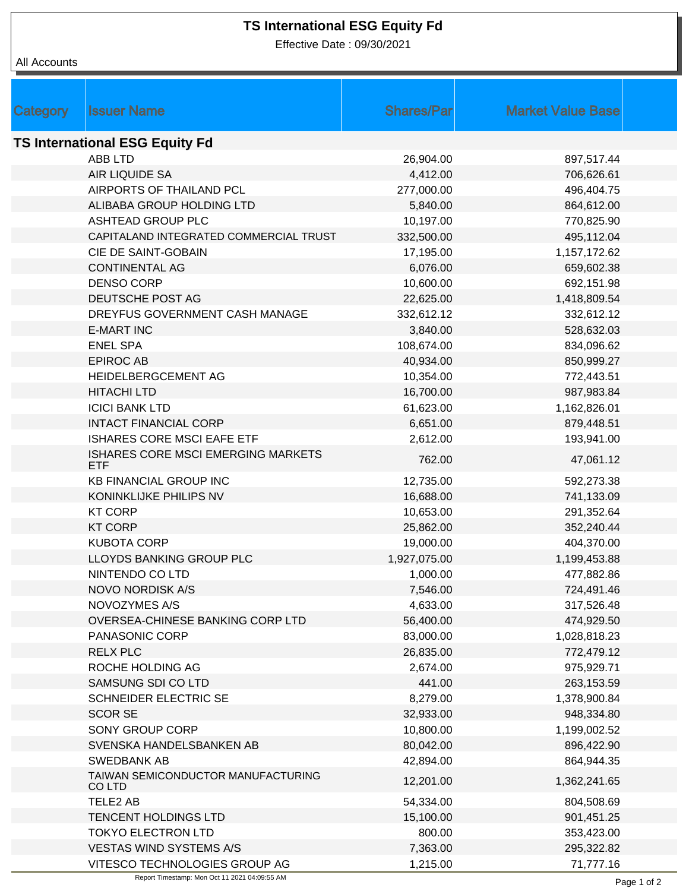# TS International ESG Equity Fd

Effective Date : 09/30/2021

All Accounts

| Category | Issuer Name | Shares/Par | Market Value Base |
|---|---|---|---|
| **TS International ESG Equity Fd** | | | |
| | ABB LTD | 26,904.00 | 897,517.44 |
| | AIR LIQUIDE SA | 4,412.00 | 706,626.61 |
| | AIRPORTS OF THAILAND PCL | 277,000.00 | 496,404.75 |
| | ALIBABA GROUP HOLDING LTD | 5,840.00 | 864,612.00 |
| | ASHTEAD GROUP PLC | 10,197.00 | 770,825.90 |
| | CAPITALAND INTEGRATED COMMERCIAL TRUST | 332,500.00 | 495,112.04 |
| | CIE DE SAINT-GOBAIN | 17,195.00 | 1,157,172.62 |
| | CONTINENTAL AG | 6,076.00 | 659,602.38 |
| | DENSO CORP | 10,600.00 | 692,151.98 |
| | DEUTSCHE POST AG | 22,625.00 | 1,418,809.54 |
| | DREYFUS GOVERNMENT CASH MANAGE | 332,612.12 | 332,612.12 |
| | E-MART INC | 3,840.00 | 528,632.03 |
| | ENEL SPA | 108,674.00 | 834,096.62 |
| | EPIROC AB | 40,934.00 | 850,999.27 |
| | HEIDELBERGCEMENT AG | 10,354.00 | 772,443.51 |
| | HITACHI LTD | 16,700.00 | 987,983.84 |
| | ICICI BANK LTD | 61,623.00 | 1,162,826.01 |
| | INTACT FINANCIAL CORP | 6,651.00 | 879,448.51 |
| | ISHARES CORE MSCI EAFE ETF | 2,612.00 | 193,941.00 |
| | ISHARES CORE MSCI EMERGING MARKETS ETF | 762.00 | 47,061.12 |
| | KB FINANCIAL GROUP INC | 12,735.00 | 592,273.38 |
| | KONINKLIJKE PHILIPS NV | 16,688.00 | 741,133.09 |
| | KT CORP | 10,653.00 | 291,352.64 |
| | KT CORP | 25,862.00 | 352,240.44 |
| | KUBOTA CORP | 19,000.00 | 404,370.00 |
| | LLOYDS BANKING GROUP PLC | 1,927,075.00 | 1,199,453.88 |
| | NINTENDO CO LTD | 1,000.00 | 477,882.86 |
| | NOVO NORDISK A/S | 7,546.00 | 724,491.46 |
| | NOVOZYMES A/S | 4,633.00 | 317,526.48 |
| | OVERSEA-CHINESE BANKING CORP LTD | 56,400.00 | 474,929.50 |
| | PANASONIC CORP | 83,000.00 | 1,028,818.23 |
| | RELX PLC | 26,835.00 | 772,479.12 |
| | ROCHE HOLDING AG | 2,674.00 | 975,929.71 |
| | SAMSUNG SDI CO LTD | 441.00 | 263,153.59 |
| | SCHNEIDER ELECTRIC SE | 8,279.00 | 1,378,900.84 |
| | SCOR SE | 32,933.00 | 948,334.80 |
| | SONY GROUP CORP | 10,800.00 | 1,199,002.52 |
| | SVENSKA HANDELSBANKEN AB | 80,042.00 | 896,422.90 |
| | SWEDBANK AB | 42,894.00 | 864,944.35 |
| | TAIWAN SEMICONDUCTOR MANUFACTURING CO LTD | 12,201.00 | 1,362,241.65 |
| | TELE2 AB | 54,334.00 | 804,508.69 |
| | TENCENT HOLDINGS LTD | 15,100.00 | 901,451.25 |
| | TOKYO ELECTRON LTD | 800.00 | 353,423.00 |
| | VESTAS WIND SYSTEMS A/S | 7,363.00 | 295,322.82 |
| | VITESCO TECHNOLOGIES GROUP AG | 1,215.00 | 71,777.16 |

Report Timestamp: Mon Oct 11 2021 04:09:55 AM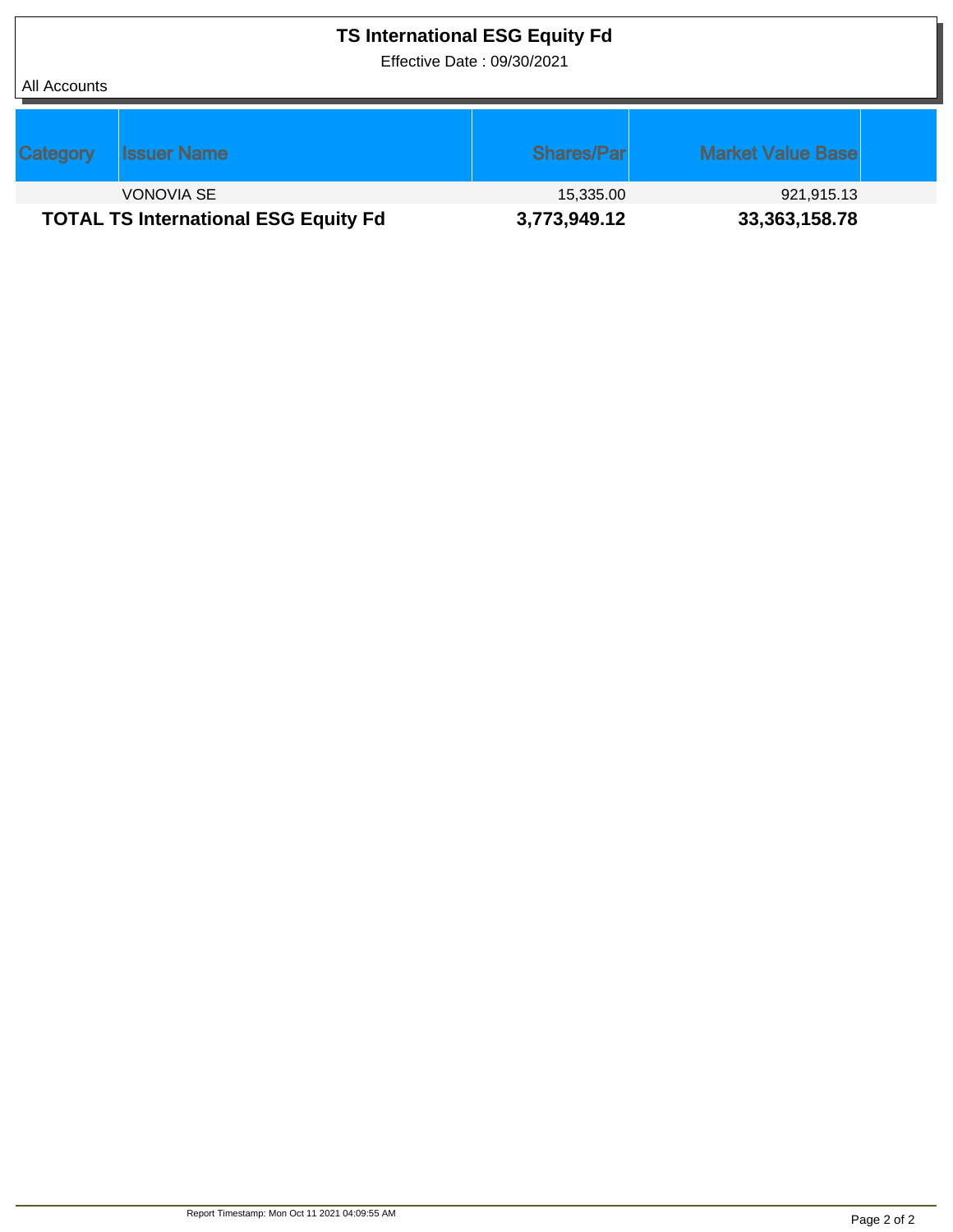# TS International ESG Equity Fd

Effective Date : 09/30/2021

All Accounts

| Category | Issuer Name | Shares/Par | Market Value Base |
| --- | --- | --- | --- |
| | VONOVIA SE | 15,335.00 | 921,915.13 |
| **TOTAL TS International ESG Equity Fd** | | **3,773,949.12** | **33,363,158.78** |

Report Timestamp: Mon Oct 11 2021 04:09:55 AM